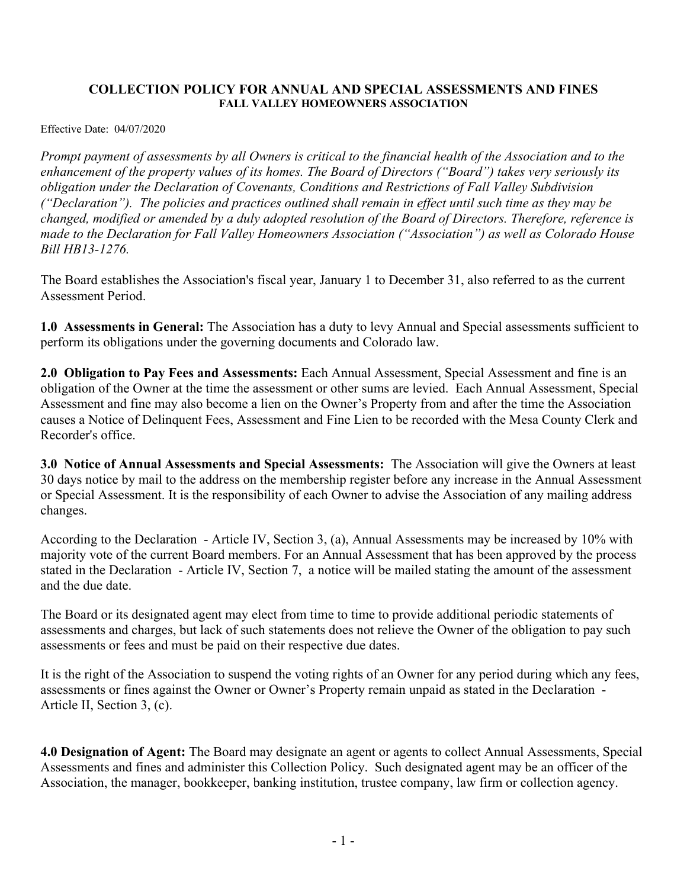# COLLECTION POLICY FOR ANNUAL AND SPECIAL ASSESSMENTS AND FINES

## FALL VALLEY HOMEOWNERS ASSOCIATION

Effective Date: 04/07/2020

*Prompt payment of assessments by all Owners is critical to the financial health of the Association and to the enhancement of the property values of its homes. The Board of Directors ("Board") takes very seriously its obligation under the Declaration of Covenants, Conditions and Restrictions of Fall Valley Subdivision ("Declaration"). The policies and practices outlined shall remain in effect until such time as they may be changed, modified or amended by a duly adopted resolution of the Board of Directors. Therefore, reference is made to the Declaration for Fall Valley Homeowners Association ("Association") as well as Colorado House Bill HB13-1276.*

The Board establishes the Association's fiscal year, January 1 to December 31, also referred to as the current Assessment Period.

**1.0 Assessments in General:** The Association has a duty to levy Annual and Special assessments sufficient to perform its obligations under the governing documents and Colorado law.

**2.0 Obligation to Pay Fees and Assessments:** Each Annual Assessment, Special Assessment and fine is an obligation of the Owner at the time the assessment or other sums are levied. Each Annual Assessment, Special Assessment and fine may also become a lien on the Owner's Property from and after the time the Association causes a Notice of Delinquent Fees, Assessment and Fine Lien to be recorded with the Mesa County Clerk and Recorder's office.

**3.0 Notice of Annual Assessments and Special Assessments:** The Association will give the Owners at least 30 days notice by mail to the address on the membership register before any increase in the Annual Assessment or Special Assessment. It is the responsibility of each Owner to advise the Association of any mailing address changes.

According to the Declaration - Article IV, Section 3, (a), Annual Assessments may be increased by 10% with majority vote of the current Board members. For an Annual Assessment that has been approved by the process stated in the Declaration - Article IV, Section 7, a notice will be mailed stating the amount of the assessment and the due date.

The Board or its designated agent may elect from time to time to provide additional periodic statements of assessments and charges, but lack of such statements does not relieve the Owner of the obligation to pay such assessments or fees and must be paid on their respective due dates.

It is the right of the Association to suspend the voting rights of an Owner for any period during which any fees, assessments or fines against the Owner or Owner's Property remain unpaid as stated in the Declaration - Article II, Section 3, (c).

**4.0 Designation of Agent:** The Board may designate an agent or agents to collect Annual Assessments, Special Assessments and fines and administer this Collection Policy. Such designated agent may be an officer of the Association, the manager, bookkeeper, banking institution, trustee company, law firm or collection agency.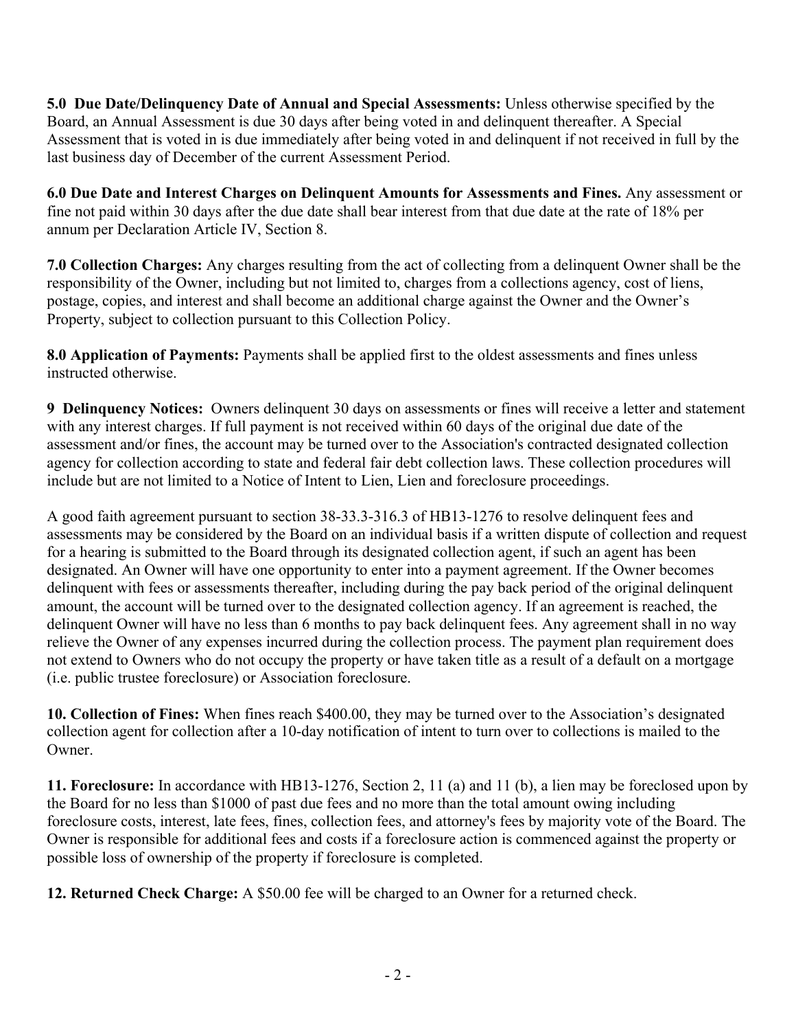**5.0 Due Date/Delinquency Date of Annual and Special Assessments:** Unless otherwise specified by the Board, an Annual Assessment is due 30 days after being voted in and delinquent thereafter. A Special Assessment that is voted in is due immediately after being voted in and delinquent if not received in full by the last business day of December of the current Assessment Period.

**6.0 Due Date and Interest Charges on Delinquent Amounts for Assessments and Fines.** Any assessment or fine not paid within 30 days after the due date shall bear interest from that due date at the rate of 18% per annum per Declaration Article IV, Section 8.

**7.0 Collection Charges:** Any charges resulting from the act of collecting from a delinquent Owner shall be the responsibility of the Owner, including but not limited to, charges from a collections agency, cost of liens, postage, copies, and interest and shall become an additional charge against the Owner and the Owner's Property, subject to collection pursuant to this Collection Policy.

**8.0 Application of Payments:** Payments shall be applied first to the oldest assessments and fines unless instructed otherwise.

**9 Delinquency Notices:** Owners delinquent 30 days on assessments or fines will receive a letter and statement with any interest charges. If full payment is not received within 60 days of the original due date of the assessment and/or fines, the account may be turned over to the Association's contracted designated collection agency for collection according to state and federal fair debt collection laws. These collection procedures will include but are not limited to a Notice of Intent to Lien, Lien and foreclosure proceedings.

A good faith agreement pursuant to section 38-33.3-316.3 of HB13-1276 to resolve delinquent fees and assessments may be considered by the Board on an individual basis if a written dispute of collection and request for a hearing is submitted to the Board through its designated collection agent, if such an agent has been designated. An Owner will have one opportunity to enter into a payment agreement. If the Owner becomes delinquent with fees or assessments thereafter, including during the pay back period of the original delinquent amount, the account will be turned over to the designated collection agency. If an agreement is reached, the delinquent Owner will have no less than 6 months to pay back delinquent fees. Any agreement shall in no way relieve the Owner of any expenses incurred during the collection process. The payment plan requirement does not extend to Owners who do not occupy the property or have taken title as a result of a default on a mortgage (i.e. public trustee foreclosure) or Association foreclosure.

**10. Collection of Fines:** When fines reach $400.00, they may be turned over to the Association's designated collection agent for collection after a 10-day notification of intent to turn over to collections is mailed to the Owner.

**11. Foreclosure:** In accordance with HB13-1276, Section 2, 11 (a) and 11 (b), a lien may be foreclosed upon by the Board for no less than $1000 of past due fees and no more than the total amount owing including foreclosure costs, interest, late fees, fines, collection fees, and attorney's fees by majority vote of the Board. The Owner is responsible for additional fees and costs if a foreclosure action is commenced against the property or possible loss of ownership of the property if foreclosure is completed.

**12. Returned Check Charge:** A $50.00 fee will be charged to an Owner for a returned check.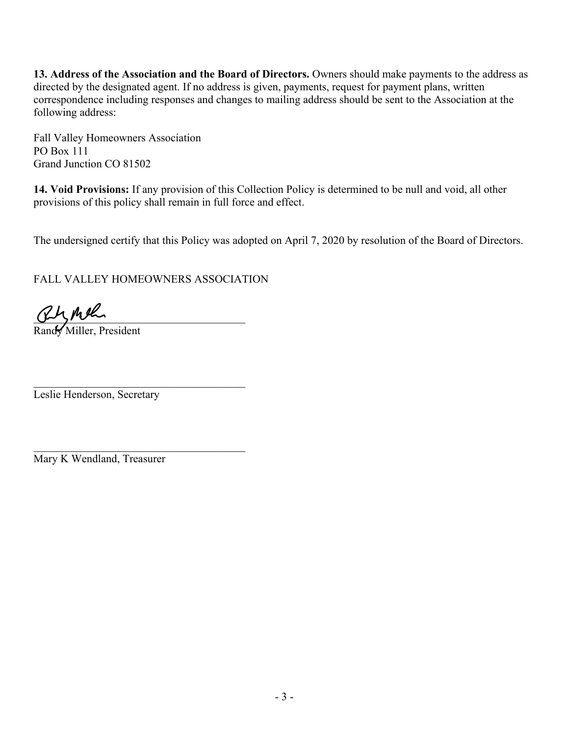**13. Address of the Association and the Board of Directors.** Owners should make payments to the address as directed by the designated agent. If no address is given, payments, request for payment plans, written correspondence including responses and changes to mailing address should be sent to the Association at the following address:

Fall Valley Homeowners Association
PO Box 111
Grand Junction CO 81502

**14. Void Provisions:** If any provision of this Collection Policy is determined to be null and void, all other provisions of this policy shall remain in full force and effect.

The undersigned certify that this Policy was adopted on April 7, 2020 by resolution of the Board of Directors.

FALL VALLEY HOMEOWNERS ASSOCIATION

\_\_\_\_\_\_\_\_\_\_\_\_\_\_\_\_\_\_\_\_\_\_\_\_\_\_\_\_\_\_\_\_\_\_\_\_\_\_
Randy Miller, President

\_\_\_\_\_\_\_\_\_\_\_\_\_\_\_\_\_\_\_\_\_\_\_\_\_\_\_\_\_\_\_\_\_\_\_\_\_\_
Leslie Henderson, Secretary

\_\_\_\_\_\_\_\_\_\_\_\_\_\_\_\_\_\_\_\_\_\_\_\_\_\_\_\_\_\_\_\_\_\_\_\_\_\_
Mary K Wendland, Treasurer